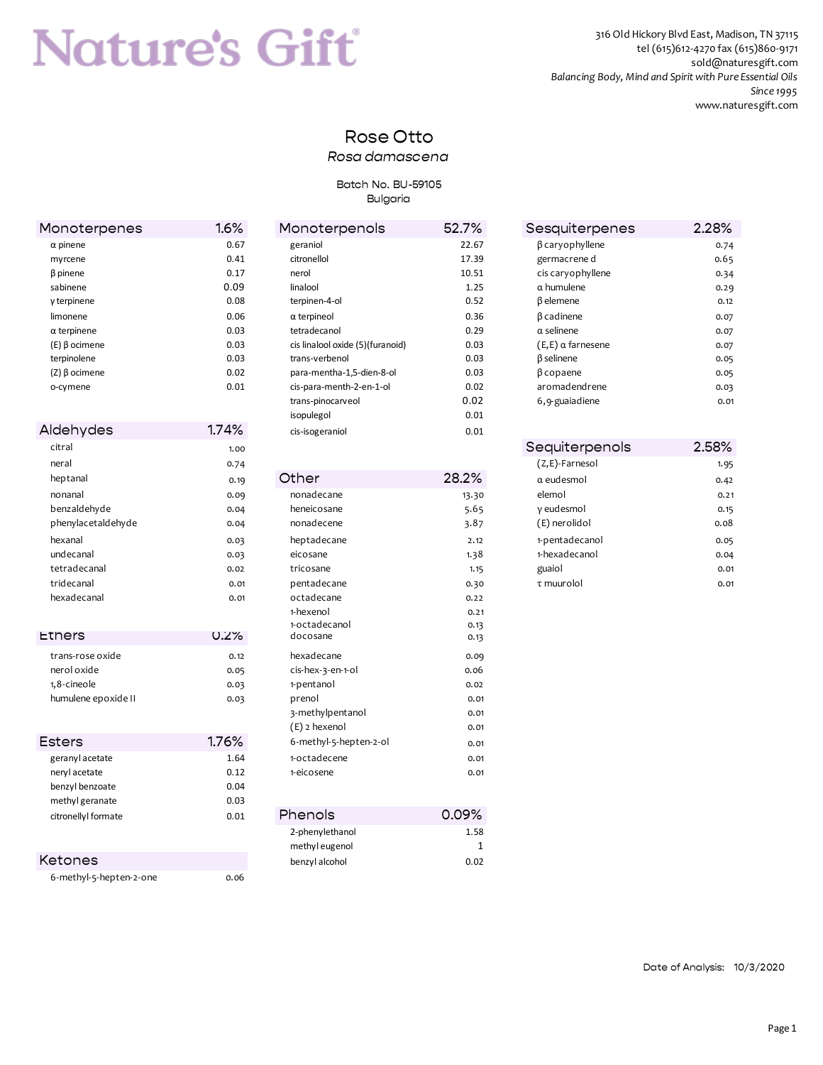# Nature's Gift®

316 Old Hickory Blvd East, Madison, TN 37115
tel (615)612-4270 fax (615)860-9171
sold@naturesgift.com
*Balancing Body, Mind and Spirit with Pure Essential Oils*
*Since 1995*
www.naturesgift.com

## Rose Otto

*Rosa damascena*

Batch No. BU-59105
Bulgaria

| Monoterpenes | 1.6% |
|---|---|
| α pinene | 0.67 |
| myrcene | 0.41 |
| β pinene | 0.17 |
| sabinene | 0.09 |
| γ terpinene | 0.08 |
| limonene | 0.06 |
| α terpinene | 0.03 |
| (E) β ocimene | 0.03 |
| terpinolene | 0.03 |
| (Z) β ocimene | 0.02 |
| o-cymene | 0.01 |

| Aldehydes | 1.74% |
|---|---|
| citral | 1.00 |
| neral | 0.74 |
| heptanal | 0.19 |
| nonanal | 0.09 |
| benzaldehyde | 0.04 |
| phenylacetaldehyde | 0.04 |
| hexanal | 0.03 |
| undecanal | 0.03 |
| tetradecanal | 0.02 |
| tridecanal | 0.01 |
| hexadecanal | 0.01 |

| Ethers | 0.2% |
|---|---|
| trans-rose oxide | 0.12 |
| nerol oxide | 0.05 |
| 1,8-cineole | 0.03 |
| humulene epoxide II | 0.03 |

| Esters | 1.76% |
|---|---|
| geranyl acetate | 1.64 |
| neryl acetate | 0.12 |
| benzyl benzoate | 0.04 |
| methyl geranate | 0.03 |
| citronellyl formate | 0.01 |

| Ketones | |
|---|---|
| 6-methyl-5-hepten-2-one | 0.06 |

| Monoterpenols | 52.7% |
|---|---|
| geraniol | 22.67 |
| citronellol | 17.39 |
| nerol | 10.51 |
| linalool | 1.25 |
| terpinen-4-ol | 0.52 |
| α terpineol | 0.36 |
| tetradecanol | 0.29 |
| cis linalool oxide (5)(furanoid) | 0.03 |
| trans-verbenol | 0.03 |
| para-mentha-1,5-dien-8-ol | 0.03 |
| cis-para-menth-2-en-1-ol | 0.02 |
| trans-pinocarveol | 0.02 |
| isopulegol | 0.01 |
| cis-isogeraniol | 0.01 |

| Other | 28.2% |
|---|---|
| nonadecane | 13.30 |
| heneicosane | 5.65 |
| nonadecene | 3.87 |
| heptadecane | 2.12 |
| eicosane | 1.38 |
| tricosane | 1.15 |
| pentadecane | 0.30 |
| octadecane | 0.22 |
| 1-hexenol | 0.21 |
| 1-octadecanol | 0.13 |
| docosane | 0.13 |
| hexadecane | 0.09 |
| cis-hex-3-en-1-ol | 0.06 |
| 1-pentanol | 0.02 |
| prenol | 0.01 |
| 3-methylpentanol | 0.01 |
| (E) 2 hexenol | 0.01 |
| 6-methyl-5-hepten-2-ol | 0.01 |
| 1-octadecene | 0.01 |
| 1-eicosene | 0.01 |

| Phenols | 0.09% |
|---|---|
| 2-phenylethanol | 1.58 |
| methyl eugenol | 1 |
| benzyl alcohol | 0.02 |

| Sesquiterpenes | 2.28% |
|---|---|
| β caryophyllene | 0.74 |
| germacrene d | 0.65 |
| cis caryophyllene | 0.34 |
| α humulene | 0.29 |
| β elemene | 0.12 |
| β cadinene | 0.07 |
| α selinene | 0.07 |
| (E,E) α farnesene | 0.07 |
| β selinene | 0.05 |
| β copaene | 0.05 |
| aromadendrene | 0.03 |
| 6,9-guaiadiene | 0.01 |

| Sequiterpenols | 2.58% |
|---|---|
| (Z,E)-Farnesol | 1.95 |
| α eudesmol | 0.42 |
| elemol | 0.21 |
| γ eudesmol | 0.15 |
| (E) nerolidol | 0.08 |
| 1-pentadecanol | 0.05 |
| 1-hexadecanol | 0.04 |
| guaiol | 0.01 |
| τ muurolol | 0.01 |

Date of Analysis: 10/3/2020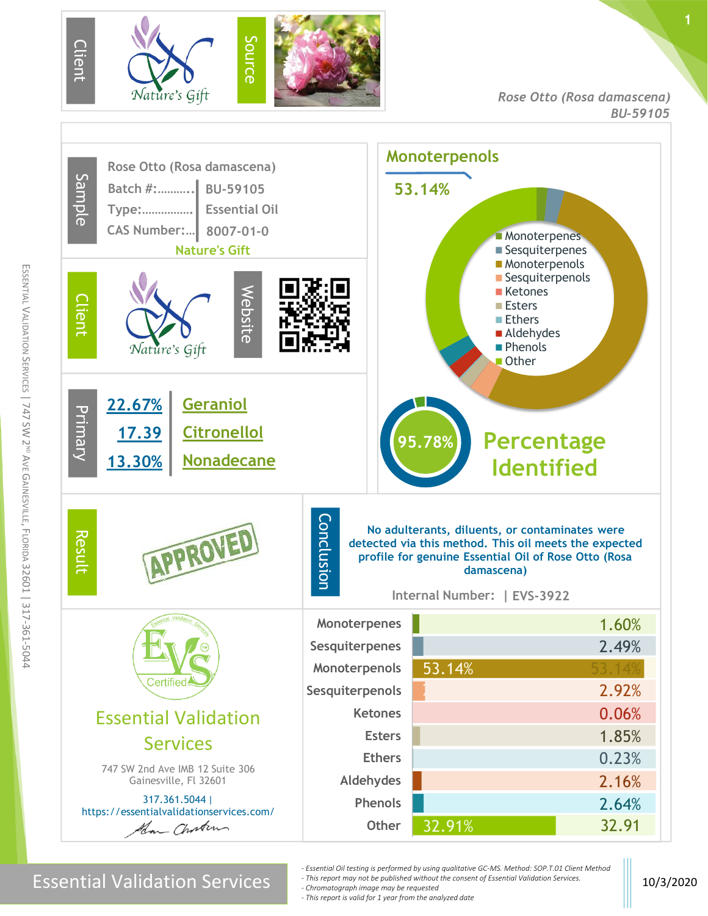**Client:** Nature's Gift

**Source**

*Rose Otto (Rosa damascena)*
*BU-59105*

## Sample

Rose Otto (Rosa damascena)

| | |
|---|---|
| Batch #: | BU-59105 |
| Type: | Essential Oil |
| CAS Number: | 8007-01-0 |

Nature's Gift

## Client

Nature's Gift

**Website**

## Primary

| | |
|---|---|
| 22.67% | Geraniol |
| 17.39 | Citronellol |
| 13.30% | Nonadecane |

## Monoterpenols

53.14%

- Monoterpenes
- Sesquiterpenes
- Monoterpenols
- Sesquiterpenols
- Ketones
- Esters
- Ethers
- Aldehydes
- Phenols
- Other

**95.78%** Percentage Identified

## Result

APPROVED

## Conclusion

No adulterants, diluents, or contaminates were detected via this method. This oil meets the expected profile for genuine Essential Oil of Rose Otto (Rosa damascena)

Internal Number: | EVS-3922

| Class | Percentage |
|---|---|
| Monoterpenes | 1.60% |
| Sesquiterpenes | 2.49% |
| Monoterpenols | 53.14% |
| Sesquiterpenols | 2.92% |
| Ketones | 0.06% |
| Esters | 1.85% |
| Ethers | 0.23% |
| Aldehydes | 2.16% |
| Phenols | 2.64% |
| Other | 32.91 |

EVS Certified

## Essential Validation Services

747 SW 2nd Ave IMB 12 Suite 306
Gainesville, Fl 32601

317.361.5044 |
https://essentialvalidationservices.com/

Essential Validation Services

- *Essential Oil testing is performed by using qualitative GC-MS. Method: SOP.T.01 Client Method*
- *This report may not be published without the consent of Essential Validation Services.*
- *Chromatograph image may be requested*
- *This report is valid for 1 year from the analyzed date*

10/3/2020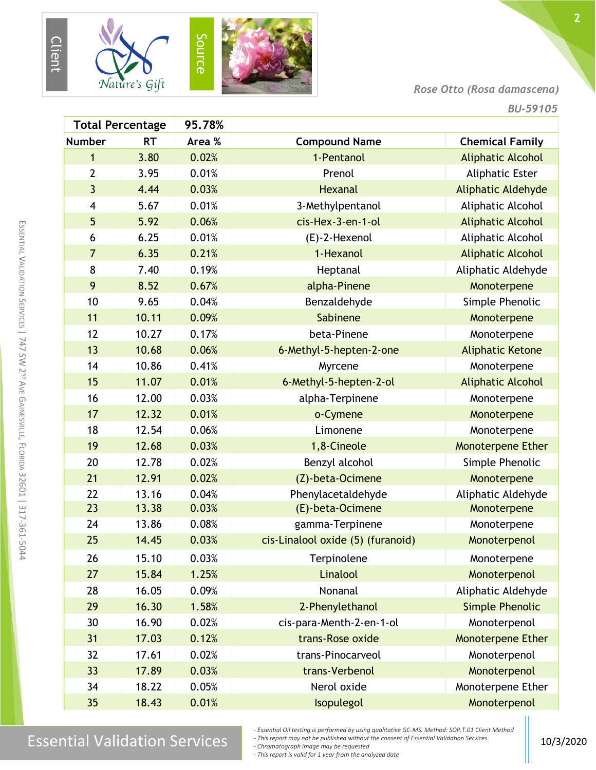Client

Nature's Gift

Source

*Rose Otto (Rosa damascena)*

*BU-59105*

| Total Percentage | | 95.78% | | |
|---|---|---|---|---|
| **Number** | **RT** | **Area %** | **Compound Name** | **Chemical Family** |
| 1 | 3.80 | 0.02% | 1-Pentanol | Aliphatic Alcohol |
| 2 | 3.95 | 0.01% | Prenol | Aliphatic Ester |
| 3 | 4.44 | 0.03% | Hexanal | Aliphatic Aldehyde |
| 4 | 5.67 | 0.01% | 3-Methylpentanol | Aliphatic Alcohol |
| 5 | 5.92 | 0.06% | cis-Hex-3-en-1-ol | Aliphatic Alcohol |
| 6 | 6.25 | 0.01% | (E)-2-Hexenol | Aliphatic Alcohol |
| 7 | 6.35 | 0.21% | 1-Hexanol | Aliphatic Alcohol |
| 8 | 7.40 | 0.19% | Heptanal | Aliphatic Aldehyde |
| 9 | 8.52 | 0.67% | alpha-Pinene | Monoterpene |
| 10 | 9.65 | 0.04% | Benzaldehyde | Simple Phenolic |
| 11 | 10.11 | 0.09% | Sabinene | Monoterpene |
| 12 | 10.27 | 0.17% | beta-Pinene | Monoterpene |
| 13 | 10.68 | 0.06% | 6-Methyl-5-hepten-2-one | Aliphatic Ketone |
| 14 | 10.86 | 0.41% | Myrcene | Monoterpene |
| 15 | 11.07 | 0.01% | 6-Methyl-5-hepten-2-ol | Aliphatic Alcohol |
| 16 | 12.00 | 0.03% | alpha-Terpinene | Monoterpene |
| 17 | 12.32 | 0.01% | o-Cymene | Monoterpene |
| 18 | 12.54 | 0.06% | Limonene | Monoterpene |
| 19 | 12.68 | 0.03% | 1,8-Cineole | Monoterpene Ether |
| 20 | 12.78 | 0.02% | Benzyl alcohol | Simple Phenolic |
| 21 | 12.91 | 0.02% | (Z)-beta-Ocimene | Monoterpene |
| 22 | 13.16 | 0.04% | Phenylacetaldehyde | Aliphatic Aldehyde |
| 23 | 13.38 | 0.03% | (E)-beta-Ocimene | Monoterpene |
| 24 | 13.86 | 0.08% | gamma-Terpinene | Monoterpene |
| 25 | 14.45 | 0.03% | cis-Linalool oxide (5) (furanoid) | Monoterpenol |
| 26 | 15.10 | 0.03% | Terpinolene | Monoterpene |
| 27 | 15.84 | 1.25% | Linalool | Monoterpenol |
| 28 | 16.05 | 0.09% | Nonanal | Aliphatic Aldehyde |
| 29 | 16.30 | 1.58% | 2-Phenylethanol | Simple Phenolic |
| 30 | 16.90 | 0.02% | cis-para-Menth-2-en-1-ol | Monoterpenol |
| 31 | 17.03 | 0.12% | trans-Rose oxide | Monoterpene Ether |
| 32 | 17.61 | 0.02% | trans-Pinocarveol | Monoterpenol |
| 33 | 17.89 | 0.03% | trans-Verbenol | Monoterpenol |
| 34 | 18.22 | 0.05% | Nerol oxide | Monoterpene Ether |
| 35 | 18.43 | 0.01% | Isopulegol | Monoterpenol |

Essential Validation Services

*- Essential Oil testing is performed by using qualitative GC-MS. Method: SOP.T.01 Client Method*
*- This report may not be published without the consent of Essential Validation Services.*
*- Chromatograph image may be requested*
*- This report is valid for 1 year from the analyzed date*

10/3/2020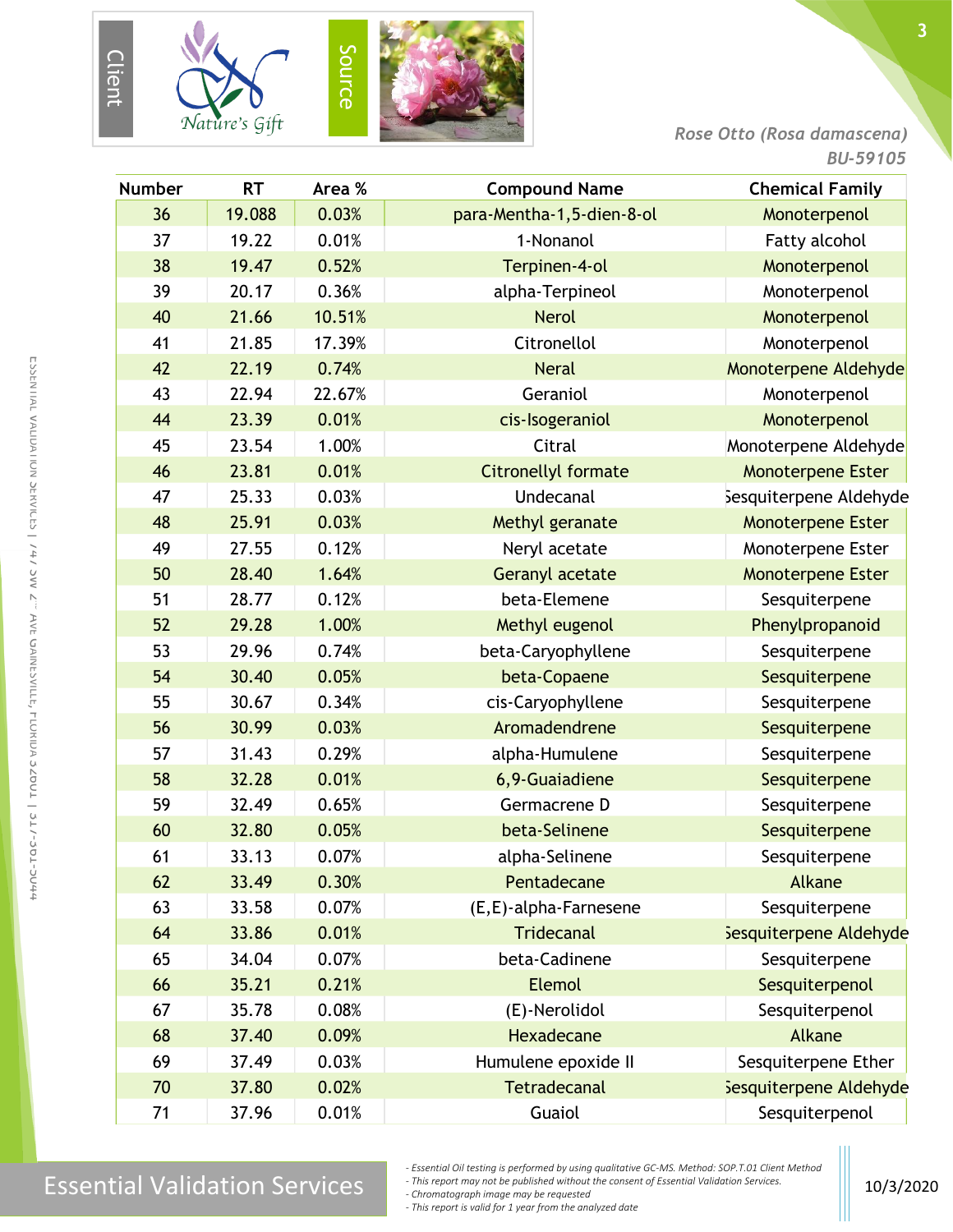Client

Nature's Gift

Source

*Rose Otto (Rosa damascena)*
*BU-59105*

| Number | RT | Area % | Compound Name | Chemical Family |
|---|---|---|---|---|
| 36 | 19.088 | 0.03% | para-Mentha-1,5-dien-8-ol | Monoterpenol |
| 37 | 19.22 | 0.01% | 1-Nonanol | Fatty alcohol |
| 38 | 19.47 | 0.52% | Terpinen-4-ol | Monoterpenol |
| 39 | 20.17 | 0.36% | alpha-Terpineol | Monoterpenol |
| 40 | 21.66 | 10.51% | Nerol | Monoterpenol |
| 41 | 21.85 | 17.39% | Citronellol | Monoterpenol |
| 42 | 22.19 | 0.74% | Neral | Monoterpene Aldehyde |
| 43 | 22.94 | 22.67% | Geraniol | Monoterpenol |
| 44 | 23.39 | 0.01% | cis-Isogeraniol | Monoterpenol |
| 45 | 23.54 | 1.00% | Citral | Monoterpene Aldehyde |
| 46 | 23.81 | 0.01% | Citronellyl formate | Monoterpene Ester |
| 47 | 25.33 | 0.03% | Undecanal | Sesquiterpene Aldehyde |
| 48 | 25.91 | 0.03% | Methyl geranate | Monoterpene Ester |
| 49 | 27.55 | 0.12% | Neryl acetate | Monoterpene Ester |
| 50 | 28.40 | 1.64% | Geranyl acetate | Monoterpene Ester |
| 51 | 28.77 | 0.12% | beta-Elemene | Sesquiterpene |
| 52 | 29.28 | 1.00% | Methyl eugenol | Phenylpropanoid |
| 53 | 29.96 | 0.74% | beta-Caryophyllene | Sesquiterpene |
| 54 | 30.40 | 0.05% | beta-Copaene | Sesquiterpene |
| 55 | 30.67 | 0.34% | cis-Caryophyllene | Sesquiterpene |
| 56 | 30.99 | 0.03% | Aromadendrene | Sesquiterpene |
| 57 | 31.43 | 0.29% | alpha-Humulene | Sesquiterpene |
| 58 | 32.28 | 0.01% | 6,9-Guaiadiene | Sesquiterpene |
| 59 | 32.49 | 0.65% | Germacrene D | Sesquiterpene |
| 60 | 32.80 | 0.05% | beta-Selinene | Sesquiterpene |
| 61 | 33.13 | 0.07% | alpha-Selinene | Sesquiterpene |
| 62 | 33.49 | 0.30% | Pentadecane | Alkane |
| 63 | 33.58 | 0.07% | (E,E)-alpha-Farnesene | Sesquiterpene |
| 64 | 33.86 | 0.01% | Tridecanal | Sesquiterpene Aldehyde |
| 65 | 34.04 | 0.07% | beta-Cadinene | Sesquiterpene |
| 66 | 35.21 | 0.21% | Elemol | Sesquiterpenol |
| 67 | 35.78 | 0.08% | (E)-Nerolidol | Sesquiterpenol |
| 68 | 37.40 | 0.09% | Hexadecane | Alkane |
| 69 | 37.49 | 0.03% | Humulene epoxide II | Sesquiterpene Ether |
| 70 | 37.80 | 0.02% | Tetradecanal | Sesquiterpene Aldehyde |
| 71 | 37.96 | 0.01% | Guaiol | Sesquiterpenol |

Essential Validation Services

- *Essential Oil testing is performed by using qualitative GC-MS. Method: SOP.T.01 Client Method*
- *This report may not be published without the consent of Essential Validation Services.*
- *Chromatograph image may be requested*
- *This report is valid for 1 year from the analyzed date*

10/3/2020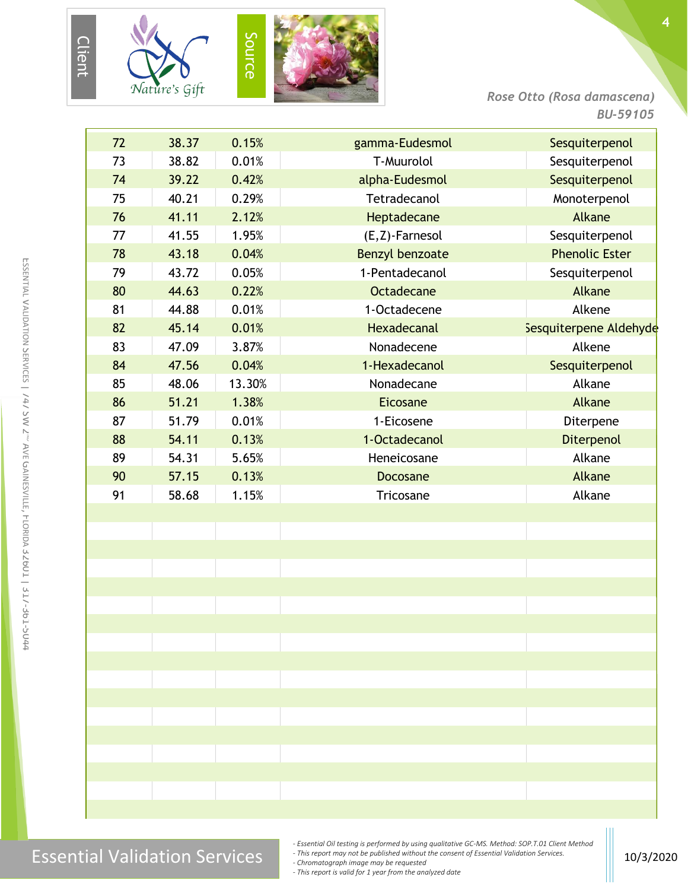Client

Nature's Gift

Source

*Rose Otto (Rosa damascena)*
*BU-59105*

| | | | | |
|---|---|---|---|---|
| 72 | 38.37 | 0.15% | gamma-Eudesmol | Sesquiterpenol |
| 73 | 38.82 | 0.01% | T-Muurolol | Sesquiterpenol |
| 74 | 39.22 | 0.42% | alpha-Eudesmol | Sesquiterpenol |
| 75 | 40.21 | 0.29% | Tetradecanol | Monoterpenol |
| 76 | 41.11 | 2.12% | Heptadecane | Alkane |
| 77 | 41.55 | 1.95% | (E,Z)-Farnesol | Sesquiterpenol |
| 78 | 43.18 | 0.04% | Benzyl benzoate | Phenolic Ester |
| 79 | 43.72 | 0.05% | 1-Pentadecanol | Sesquiterpenol |
| 80 | 44.63 | 0.22% | Octadecane | Alkane |
| 81 | 44.88 | 0.01% | 1-Octadecene | Alkene |
| 82 | 45.14 | 0.01% | Hexadecanal | Sesquiterpene Aldehyde |
| 83 | 47.09 | 3.87% | Nonadecene | Alkene |
| 84 | 47.56 | 0.04% | 1-Hexadecanol | Sesquiterpenol |
| 85 | 48.06 | 13.30% | Nonadecane | Alkane |
| 86 | 51.21 | 1.38% | Eicosane | Alkane |
| 87 | 51.79 | 0.01% | 1-Eicosene | Diterpene |
| 88 | 54.11 | 0.13% | 1-Octadecanol | Diterpenol |
| 89 | 54.31 | 5.65% | Heneicosane | Alkane |
| 90 | 57.15 | 0.13% | Docosane | Alkane |
| 91 | 58.68 | 1.15% | Tricosane | Alkane |

ESSENTIAL VALIDATION SERVICES | 747 SW 2nd AVE GAINESVILLE, FLORIDA 32601 | 317-361-5044

Essential Validation Services

*- Essential Oil testing is performed by using qualitative GC-MS. Method: SOP.T.01 Client Method*
*- This report may not be published without the consent of Essential Validation Services.*
*- Chromatograph image may be requested*
*- This report is valid for 1 year from the analyzed date*

10/3/2020